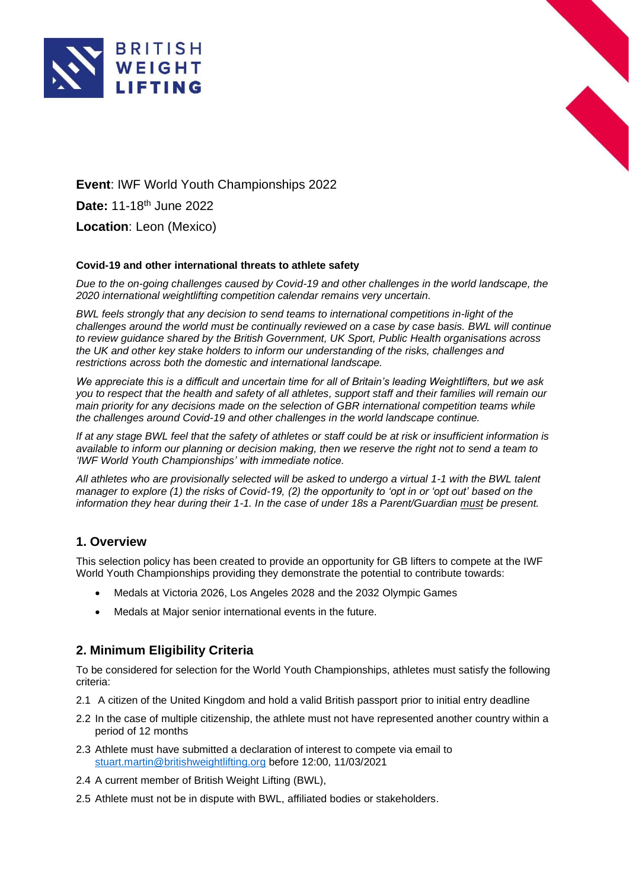**Event**: IWF World Youth Championships 2022

**Date:** 11-18th June 2022

**Location**: Leon (Mexico)

**Covid-19 and other international threats to athlete safety**

*Due to the on-going challenges caused by Covid-19 and other challenges in the world landscape, the 2020 international weightlifting competition calendar remains very uncertain.*

*BWL feels strongly that any decision to send teams to international competitions in-light of the challenges around the world must be continually reviewed on a case by case basis. BWL will continue to review guidance shared by the British Government, UK Sport, Public Health organisations across the UK and other key stake holders to inform our understanding of the risks, challenges and restrictions across both the domestic and international landscape.*

*We appreciate this is a difficult and uncertain time for all of Britain's leading Weightlifters, but we ask you to respect that the health and safety of all athletes, support staff and their families will remain our main priority for any decisions made on the selection of GBR international competition teams while the challenges around Covid-19 and other challenges in the world landscape continue.*

*If at any stage BWL feel that the safety of athletes or staff could be at risk or insufficient information is available to inform our planning or decision making, then we reserve the right not to send a team to 'IWF World Youth Championships' with immediate notice.*

*All athletes who are provisionally selected will be asked to undergo a virtual 1-1 with the BWL talent manager to explore (1) the risks of Covid-19, (2) the opportunity to 'opt in or 'opt out' based on the information they hear during their 1-1. In the case of under 18s a Parent/Guardian must be present.*

## 1. Overview

This selection policy has been created to provide an opportunity for GB lifters to compete at the IWF World Youth Championships providing they demonstrate the potential to contribute towards:

- Medals at Victoria 2026, Los Angeles 2028 and the 2032 Olympic Games
- Medals at Major senior international events in the future.

## 2. Minimum Eligibility Criteria

To be considered for selection for the World Youth Championships, athletes must satisfy the following criteria:

2.1 A citizen of the United Kingdom and hold a valid British passport prior to initial entry deadline

2.2 In the case of multiple citizenship, the athlete must not have represented another country within a period of 12 months

2.3 Athlete must have submitted a declaration of interest to compete via email to stuart.martin@britishweightlifting.org before 12:00, 11/03/2021

2.4 A current member of British Weight Lifting (BWL),

2.5 Athlete must not be in dispute with BWL, affiliated bodies or stakeholders.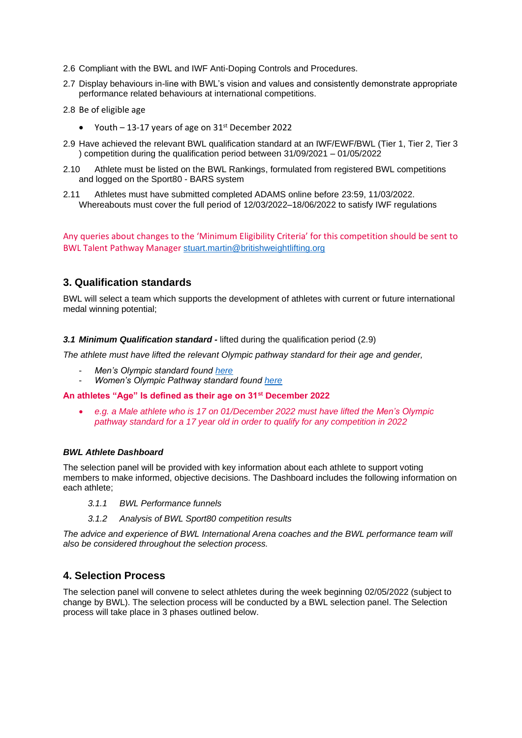2.6 Compliant with the BWL and IWF Anti-Doping Controls and Procedures.

2.7 Display behaviours in-line with BWL's vision and values and consistently demonstrate appropriate performance related behaviours at international competitions.

2.8 Be of eligible age

- Youth – 13-17 years of age on 31st December 2022

2.9 Have achieved the relevant BWL qualification standard at an IWF/EWF/BWL (Tier 1, Tier 2, Tier 3 ) competition during the qualification period between 31/09/2021 – 01/05/2022

2.10 Athlete must be listed on the BWL Rankings, formulated from registered BWL competitions and logged on the Sport80 - BARS system

2.11 Athletes must have submitted completed ADAMS online before 23:59, 11/03/2022. Whereabouts must cover the full period of 12/03/2022–18/06/2022 to satisfy IWF regulations

Any queries about changes to the 'Minimum Eligibility Criteria' for this competition should be sent to BWL Talent Pathway Manager stuart.martin@britishweightlifting.org

## 3. Qualification standards

BWL will select a team which supports the development of athletes with current or future international medal winning potential;

***3.1 Minimum Qualification standard -*** lifted during the qualification period (2.9)

*The athlete must have lifted the relevant Olympic pathway standard for their age and gender,*

- *Men's Olympic standard found here*
- *Women's Olympic Pathway standard found here*

**An athletes "Age" Is defined as their age on 31st December 2022**

- *e.g. a Male athlete who is 17 on 01/December 2022 must have lifted the Men's Olympic pathway standard for a 17 year old in order to qualify for any competition in 2022*

***BWL Athlete Dashboard***

The selection panel will be provided with key information about each athlete to support voting members to make informed, objective decisions. The Dashboard includes the following information on each athlete;

*3.1.1 BWL Performance funnels*

*3.1.2 Analysis of BWL Sport80 competition results*

*The advice and experience of BWL International Arena coaches and the BWL performance team will also be considered throughout the selection process.*

## 4. Selection Process

The selection panel will convene to select athletes during the week beginning 02/05/2022 (subject to change by BWL). The selection process will be conducted by a BWL selection panel. The Selection process will take place in 3 phases outlined below.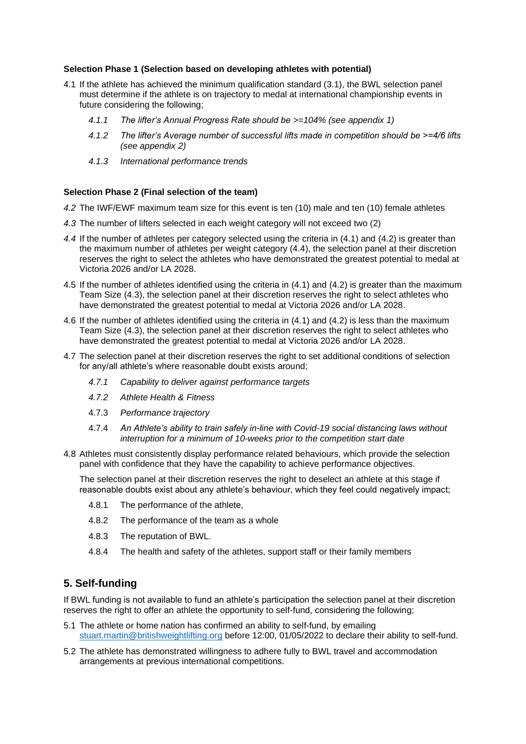**Selection Phase 1 (Selection based on developing athletes with potential)**

4.1 If the athlete has achieved the minimum qualification standard (3.1), the BWL selection panel must determine if the athlete is on trajectory to medal at international championship events in future considering the following;

- *4.1.1 The lifter's Annual Progress Rate should be >=104% (see appendix 1)*
- *4.1.2 The lifter's Average number of successful lifts made in competition should be >=4/6 lifts (see appendix 2)*
- *4.1.3 International performance trends*

**Selection Phase 2 (Final selection of the team)**

*4.2* The IWF/EWF maximum team size for this event is ten (10) male and ten (10) female athletes

*4.3* The number of lifters selected in each weight category will not exceed two (2)

*4.4* If the number of athletes per category selected using the criteria in (4.1) and (4.2) is greater than the maximum number of athletes per weight category (4.4), the selection panel at their discretion reserves the right to select the athletes who have demonstrated the greatest potential to medal at Victoria 2026 and/or LA 2028.

4.5 If the number of athletes identified using the criteria in (4.1) and (4.2) is greater than the maximum Team Size (4.3), the selection panel at their discretion reserves the right to select athletes who have demonstrated the greatest potential to medal at Victoria 2026 and/or LA 2028.

4.6 If the number of athletes identified using the criteria in (4.1) and (4.2) is less than the maximum Team Size (4.3), the selection panel at their discretion reserves the right to select athletes who have demonstrated the greatest potential to medal at Victoria 2026 and/or LA 2028.

4.7 The selection panel at their discretion reserves the right to set additional conditions of selection for any/all athlete's where reasonable doubt exists around;

- *4.7.1 Capability to deliver against performance targets*
- *4.7.2 Athlete Health & Fitness*
- 4.7.3 *Performance trajectory*
- 4.7.4 *An Athlete's ability to train safely in-line with Covid-19 social distancing laws without interruption for a minimum of 10-weeks prior to the competition start date*

4.8 Athletes must consistently display performance related behaviours, which provide the selection panel with confidence that they have the capability to achieve performance objectives.

The selection panel at their discretion reserves the right to deselect an athlete at this stage if reasonable doubts exist about any athlete's behaviour, which they feel could negatively impact;

- 4.8.1 The performance of the athlete,
- 4.8.2 The performance of the team as a whole
- 4.8.3 The reputation of BWL.
- 4.8.4 The health and safety of the athletes, support staff or their family members

## 5. Self-funding

If BWL funding is not available to fund an athlete's participation the selection panel at their discretion reserves the right to offer an athlete the opportunity to self-fund, considering the following;

5.1 The athlete or home nation has confirmed an ability to self-fund, by emailing stuart.martin@britishweightlifting.org before 12:00, 01/05/2022 to declare their ability to self-fund.

5.2 The athlete has demonstrated willingness to adhere fully to BWL travel and accommodation arrangements at previous international competitions.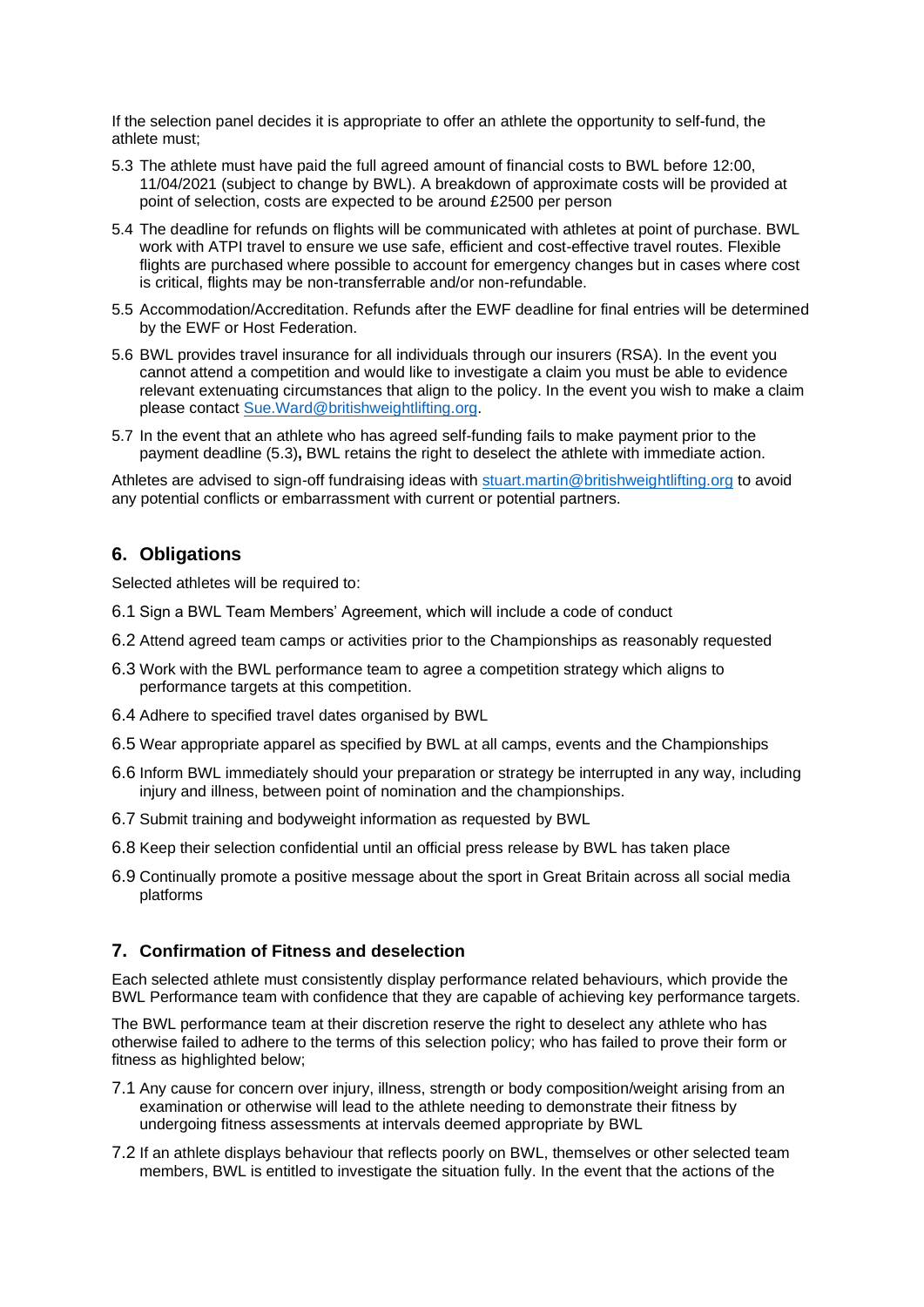If the selection panel decides it is appropriate to offer an athlete the opportunity to self-fund, the athlete must;

5.3 The athlete must have paid the full agreed amount of financial costs to BWL before 12:00, 11/04/2021 (subject to change by BWL). A breakdown of approximate costs will be provided at point of selection, costs are expected to be around £2500 per person

5.4 The deadline for refunds on flights will be communicated with athletes at point of purchase. BWL work with ATPI travel to ensure we use safe, efficient and cost-effective travel routes. Flexible flights are purchased where possible to account for emergency changes but in cases where cost is critical, flights may be non-transferrable and/or non-refundable.

5.5 Accommodation/Accreditation. Refunds after the EWF deadline for final entries will be determined by the EWF or Host Federation.

5.6 BWL provides travel insurance for all individuals through our insurers (RSA). In the event you cannot attend a competition and would like to investigate a claim you must be able to evidence relevant extenuating circumstances that align to the policy. In the event you wish to make a claim please contact Sue.Ward@britishweightlifting.org.

5.7 In the event that an athlete who has agreed self-funding fails to make payment prior to the payment deadline (5.3)**,** BWL retains the right to deselect the athlete with immediate action.

Athletes are advised to sign-off fundraising ideas with stuart.martin@britishweightlifting.org to avoid any potential conflicts or embarrassment with current or potential partners.

## 6. Obligations

Selected athletes will be required to:

6.1 Sign a BWL Team Members' Agreement, which will include a code of conduct

6.2 Attend agreed team camps or activities prior to the Championships as reasonably requested

6.3 Work with the BWL performance team to agree a competition strategy which aligns to performance targets at this competition.

6.4 Adhere to specified travel dates organised by BWL

6.5 Wear appropriate apparel as specified by BWL at all camps, events and the Championships

6.6 Inform BWL immediately should your preparation or strategy be interrupted in any way, including injury and illness, between point of nomination and the championships.

6.7 Submit training and bodyweight information as requested by BWL

6.8 Keep their selection confidential until an official press release by BWL has taken place

6.9 Continually promote a positive message about the sport in Great Britain across all social media platforms

## 7. Confirmation of Fitness and deselection

Each selected athlete must consistently display performance related behaviours, which provide the BWL Performance team with confidence that they are capable of achieving key performance targets.

The BWL performance team at their discretion reserve the right to deselect any athlete who has otherwise failed to adhere to the terms of this selection policy; who has failed to prove their form or fitness as highlighted below;

7.1 Any cause for concern over injury, illness, strength or body composition/weight arising from an examination or otherwise will lead to the athlete needing to demonstrate their fitness by undergoing fitness assessments at intervals deemed appropriate by BWL

7.2 If an athlete displays behaviour that reflects poorly on BWL, themselves or other selected team members, BWL is entitled to investigate the situation fully. In the event that the actions of the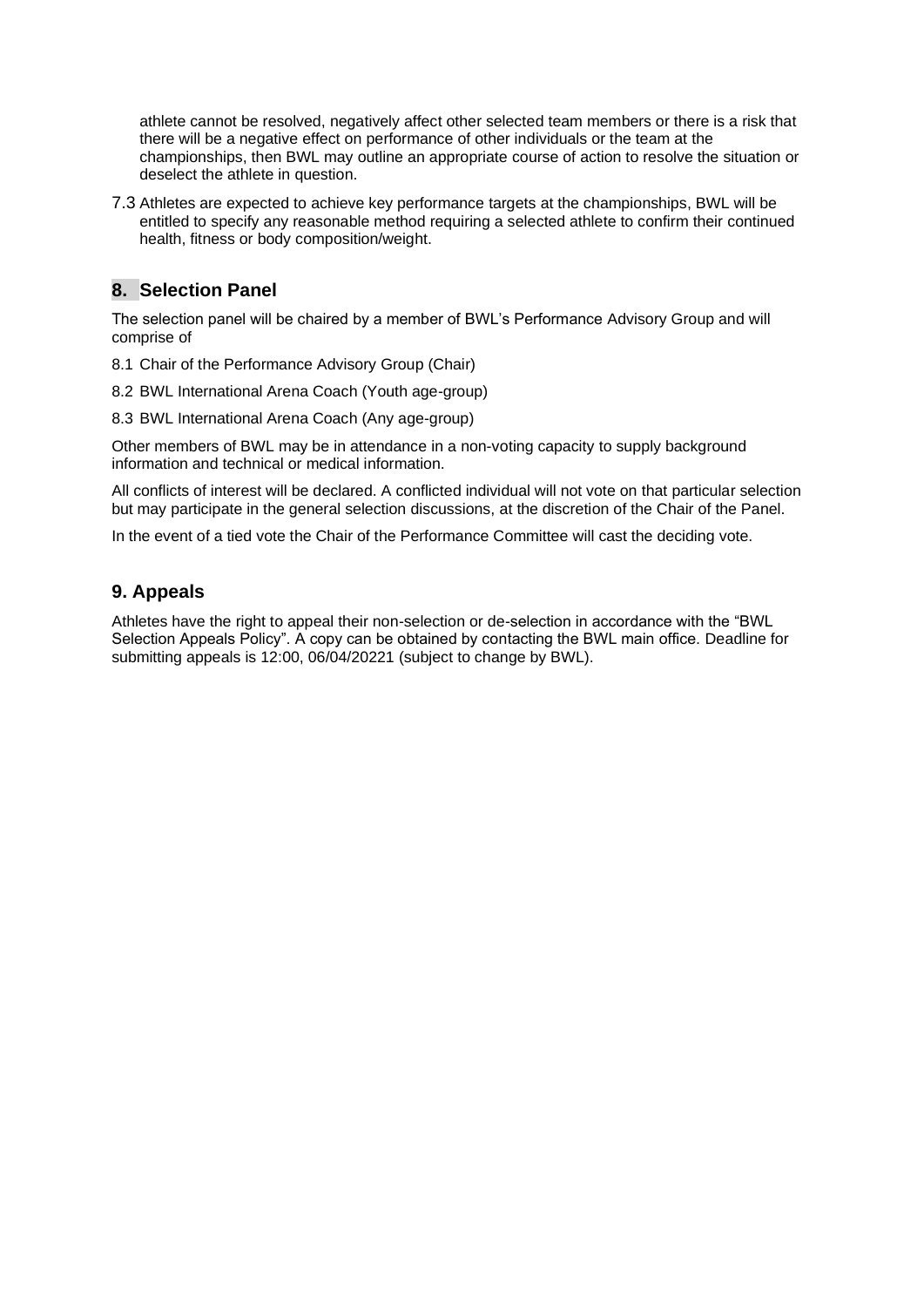athlete cannot be resolved, negatively affect other selected team members or there is a risk that there will be a negative effect on performance of other individuals or the team at the championships, then BWL may outline an appropriate course of action to resolve the situation or deselect the athlete in question.

7.3 Athletes are expected to achieve key performance targets at the championships, BWL will be entitled to specify any reasonable method requiring a selected athlete to confirm their continued health, fitness or body composition/weight.

## 8. Selection Panel

The selection panel will be chaired by a member of BWL's Performance Advisory Group and will comprise of

8.1 Chair of the Performance Advisory Group (Chair)

8.2 BWL International Arena Coach (Youth age-group)

8.3 BWL International Arena Coach (Any age-group)

Other members of BWL may be in attendance in a non-voting capacity to supply background information and technical or medical information.

All conflicts of interest will be declared. A conflicted individual will not vote on that particular selection but may participate in the general selection discussions, at the discretion of the Chair of the Panel.

In the event of a tied vote the Chair of the Performance Committee will cast the deciding vote.

## 9. Appeals

Athletes have the right to appeal their non-selection or de-selection in accordance with the "BWL Selection Appeals Policy". A copy can be obtained by contacting the BWL main office. Deadline for submitting appeals is 12:00, 06/04/20221 (subject to change by BWL).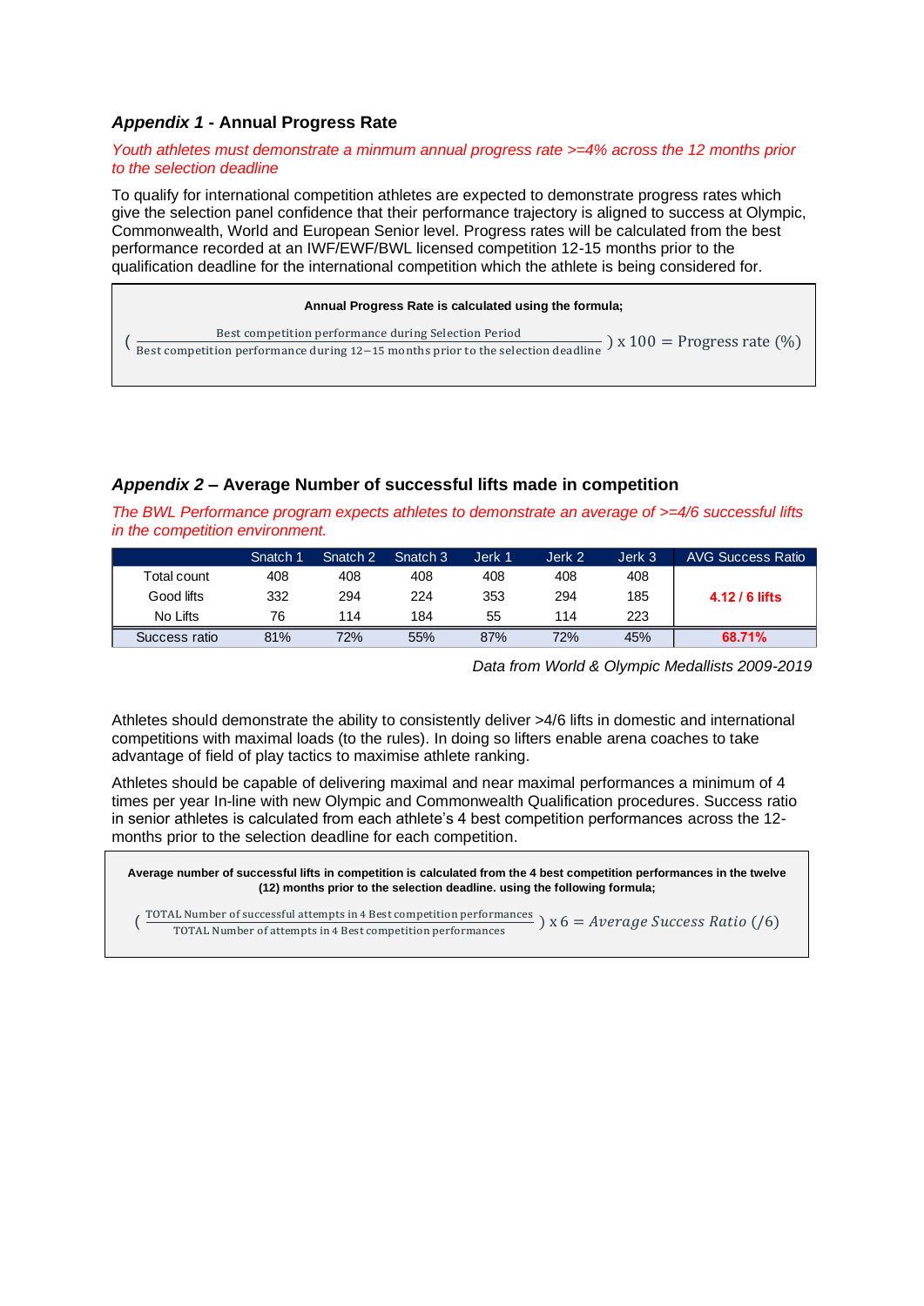## *Appendix 1* - Annual Progress Rate

*Youth athletes must demonstrate a minmum annual progress rate >=4% across the 12 months prior to the selection deadline*

To qualify for international competition athletes are expected to demonstrate progress rates which give the selection panel confidence that their performance trajectory is aligned to success at Olympic, Commonwealth, World and European Senior level. Progress rates will be calculated from the best performance recorded at an IWF/EWF/BWL licensed competition 12-15 months prior to the qualification deadline for the international competition which the athlete is being considered for.

**Annual Progress Rate is calculated using the formula;**

$$\left(\frac{\text{Best competition performance during Selection Period}}{\text{Best competition performance during 12−15 months prior to the selection deadline}}\right) \text{x } 100 = \text{Progress rate (\%)}$$

## *Appendix 2* – Average Number of successful lifts made in competition

*The BWL Performance program expects athletes to demonstrate an average of >=4/6 successful lifts in the competition environment.*

| | Snatch 1 | Snatch 2 | Snatch 3 | Jerk 1 | Jerk 2 | Jerk 3 | AVG Success Ratio |
|---|---|---|---|---|---|---|---|
| Total count | 408 | 408 | 408 | 408 | 408 | 408 | **4.12 / 6 lifts** |
| Good lifts | 332 | 294 | 224 | 353 | 294 | 185 | |
| No Lifts | 76 | 114 | 184 | 55 | 114 | 223 | |
| Success ratio | 81% | 72% | 55% | 87% | 72% | 45% | **68.71%** |

*Data from World & Olympic Medallists 2009-2019*

Athletes should demonstrate the ability to consistently deliver >4/6 lifts in domestic and international competitions with maximal loads (to the rules). In doing so lifters enable arena coaches to take advantage of field of play tactics to maximise athlete ranking.

Athletes should be capable of delivering maximal and near maximal performances a minimum of 4 times per year In-line with new Olympic and Commonwealth Qualification procedures. Success ratio in senior athletes is calculated from each athlete's 4 best competition performances across the 12-months prior to the selection deadline for each competition.

**Average number of successful lifts in competition is calculated from the 4 best competition performances in the twelve (12) months prior to the selection deadline. using the following formula;**

$$\left(\frac{\text{TOTAL Number of successful attempts in 4 Best competition performances}}{\text{TOTAL Number of attempts in 4 Best competition performances}}\right) \text{x } 6 = \textit{Average Success Ratio (/6)}$$